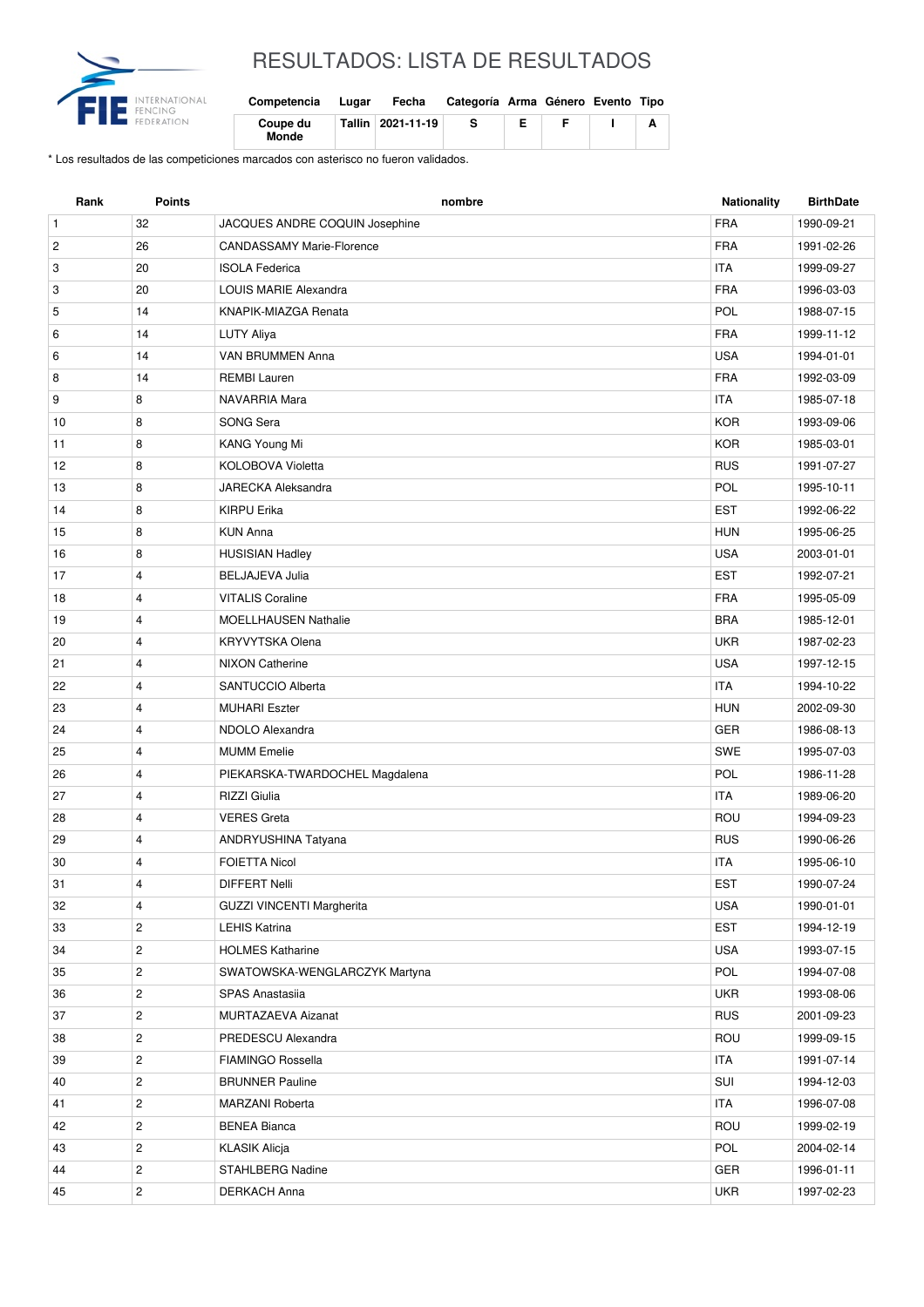# RESULTADOS: LISTA DE RESULTADOS

| Competencia | Lugar | Fecha | Categoría | Arma | Género | Evento | Tipo |
|---|---|---|---|---|---|---|---|
| Coupe du Monde | Tallin | 2021-11-19 | S | E | F | I | A |

\* Los resultados de las competiciones marcados con asterisco no fueron validados.

| Rank | Points | nombre | Nationality | BirthDate |
|---|---|---|---|---|
| 1 | 32 | JACQUES ANDRE COQUIN Josephine | FRA | 1990-09-21 |
| 2 | 26 | CANDASSAMY Marie-Florence | FRA | 1991-02-26 |
| 3 | 20 | ISOLA Federica | ITA | 1999-09-27 |
| 3 | 20 | LOUIS MARIE Alexandra | FRA | 1996-03-03 |
| 5 | 14 | KNAPIK-MIAZGA Renata | POL | 1988-07-15 |
| 6 | 14 | LUTY Aliya | FRA | 1999-11-12 |
| 6 | 14 | VAN BRUMMEN Anna | USA | 1994-01-01 |
| 8 | 14 | REMBI Lauren | FRA | 1992-03-09 |
| 9 | 8 | NAVARRIA Mara | ITA | 1985-07-18 |
| 10 | 8 | SONG Sera | KOR | 1993-09-06 |
| 11 | 8 | KANG Young Mi | KOR | 1985-03-01 |
| 12 | 8 | KOLOBOVA Violetta | RUS | 1991-07-27 |
| 13 | 8 | JARECKA Aleksandra | POL | 1995-10-11 |
| 14 | 8 | KIRPU Erika | EST | 1992-06-22 |
| 15 | 8 | KUN Anna | HUN | 1995-06-25 |
| 16 | 8 | HUSISIAN Hadley | USA | 2003-01-01 |
| 17 | 4 | BELJAJEVA Julia | EST | 1992-07-21 |
| 18 | 4 | VITALIS Coraline | FRA | 1995-05-09 |
| 19 | 4 | MOELLHAUSEN Nathalie | BRA | 1985-12-01 |
| 20 | 4 | KRYVYTSKA Olena | UKR | 1987-02-23 |
| 21 | 4 | NIXON Catherine | USA | 1997-12-15 |
| 22 | 4 | SANTUCCIO Alberta | ITA | 1994-10-22 |
| 23 | 4 | MUHARI Eszter | HUN | 2002-09-30 |
| 24 | 4 | NDOLO Alexandra | GER | 1986-08-13 |
| 25 | 4 | MUMM Emelie | SWE | 1995-07-03 |
| 26 | 4 | PIEKARSKA-TWARDOCHEL Magdalena | POL | 1986-11-28 |
| 27 | 4 | RIZZI Giulia | ITA | 1989-06-20 |
| 28 | 4 | VERES Greta | ROU | 1994-09-23 |
| 29 | 4 | ANDRYUSHINA Tatyana | RUS | 1990-06-26 |
| 30 | 4 | FOIETTA Nicol | ITA | 1995-06-10 |
| 31 | 4 | DIFFERT Nelli | EST | 1990-07-24 |
| 32 | 4 | GUZZI VINCENTI Margherita | USA | 1990-01-01 |
| 33 | 2 | LEHIS Katrina | EST | 1994-12-19 |
| 34 | 2 | HOLMES Katharine | USA | 1993-07-15 |
| 35 | 2 | SWATOWSKA-WENGLARCZYK Martyna | POL | 1994-07-08 |
| 36 | 2 | SPAS Anastasiia | UKR | 1993-08-06 |
| 37 | 2 | MURTAZAEVA Aizanat | RUS | 2001-09-23 |
| 38 | 2 | PREDESCU Alexandra | ROU | 1999-09-15 |
| 39 | 2 | FIAMINGO Rossella | ITA | 1991-07-14 |
| 40 | 2 | BRUNNER Pauline | SUI | 1994-12-03 |
| 41 | 2 | MARZANI Roberta | ITA | 1996-07-08 |
| 42 | 2 | BENEA Bianca | ROU | 1999-02-19 |
| 43 | 2 | KLASIK Alicja | POL | 2004-02-14 |
| 44 | 2 | STAHLBERG Nadine | GER | 1996-01-11 |
| 45 | 2 | DERKACH Anna | UKR | 1997-02-23 |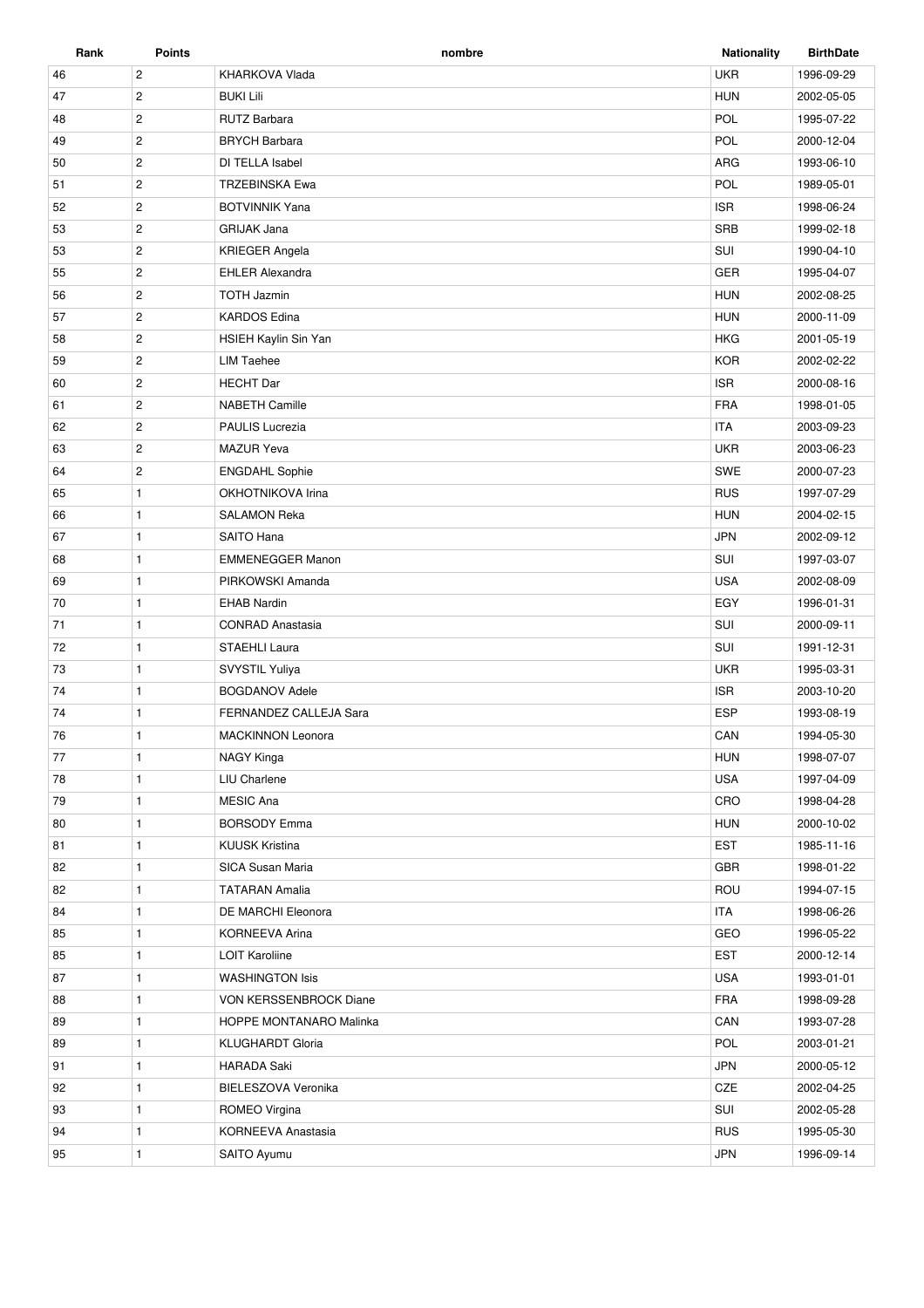| Rank | Points | nombre | Nationality | BirthDate |
|---|---|---|---|---|
| 46 | 2 | KHARKOVA Vlada | UKR | 1996-09-29 |
| 47 | 2 | BUKI Lili | HUN | 2002-05-05 |
| 48 | 2 | RUTZ Barbara | POL | 1995-07-22 |
| 49 | 2 | BRYCH Barbara | POL | 2000-12-04 |
| 50 | 2 | DI TELLA Isabel | ARG | 1993-06-10 |
| 51 | 2 | TRZEBINSKA Ewa | POL | 1989-05-01 |
| 52 | 2 | BOTVINNIK Yana | ISR | 1998-06-24 |
| 53 | 2 | GRIJAK Jana | SRB | 1999-02-18 |
| 53 | 2 | KRIEGER Angela | SUI | 1990-04-10 |
| 55 | 2 | EHLER Alexandra | GER | 1995-04-07 |
| 56 | 2 | TOTH Jazmin | HUN | 2002-08-25 |
| 57 | 2 | KARDOS Edina | HUN | 2000-11-09 |
| 58 | 2 | HSIEH Kaylin Sin Yan | HKG | 2001-05-19 |
| 59 | 2 | LIM Taehee | KOR | 2002-02-22 |
| 60 | 2 | HECHT Dar | ISR | 2000-08-16 |
| 61 | 2 | NABETH Camille | FRA | 1998-01-05 |
| 62 | 2 | PAULIS Lucrezia | ITA | 2003-09-23 |
| 63 | 2 | MAZUR Yeva | UKR | 2003-06-23 |
| 64 | 2 | ENGDAHL Sophie | SWE | 2000-07-23 |
| 65 | 1 | OKHOTNIKOVA Irina | RUS | 1997-07-29 |
| 66 | 1 | SALAMON Reka | HUN | 2004-02-15 |
| 67 | 1 | SAITO Hana | JPN | 2002-09-12 |
| 68 | 1 | EMMENEGGER Manon | SUI | 1997-03-07 |
| 69 | 1 | PIRKOWSKI Amanda | USA | 2002-08-09 |
| 70 | 1 | EHAB Nardin | EGY | 1996-01-31 |
| 71 | 1 | CONRAD Anastasia | SUI | 2000-09-11 |
| 72 | 1 | STAEHLI Laura | SUI | 1991-12-31 |
| 73 | 1 | SVYSTIL Yuliya | UKR | 1995-03-31 |
| 74 | 1 | BOGDANOV Adele | ISR | 2003-10-20 |
| 74 | 1 | FERNANDEZ CALLEJA Sara | ESP | 1993-08-19 |
| 76 | 1 | MACKINNON Leonora | CAN | 1994-05-30 |
| 77 | 1 | NAGY Kinga | HUN | 1998-07-07 |
| 78 | 1 | LIU Charlene | USA | 1997-04-09 |
| 79 | 1 | MESIC Ana | CRO | 1998-04-28 |
| 80 | 1 | BORSODY Emma | HUN | 2000-10-02 |
| 81 | 1 | KUUSK Kristina | EST | 1985-11-16 |
| 82 | 1 | SICA Susan Maria | GBR | 1998-01-22 |
| 82 | 1 | TATARAN Amalia | ROU | 1994-07-15 |
| 84 | 1 | DE MARCHI Eleonora | ITA | 1998-06-26 |
| 85 | 1 | KORNEEVA Arina | GEO | 1996-05-22 |
| 85 | 1 | LOIT Karoliine | EST | 2000-12-14 |
| 87 | 1 | WASHINGTON Isis | USA | 1993-01-01 |
| 88 | 1 | VON KERSSENBROCK Diane | FRA | 1998-09-28 |
| 89 | 1 | HOPPE MONTANARO Malinka | CAN | 1993-07-28 |
| 89 | 1 | KLUGHARDT Gloria | POL | 2003-01-21 |
| 91 | 1 | HARADA Saki | JPN | 2000-05-12 |
| 92 | 1 | BIELESZOVA Veronika | CZE | 2002-04-25 |
| 93 | 1 | ROMEO Virgina | SUI | 2002-05-28 |
| 94 | 1 | KORNEEVA Anastasia | RUS | 1995-05-30 |
| 95 | 1 | SAITO Ayumu | JPN | 1996-09-14 |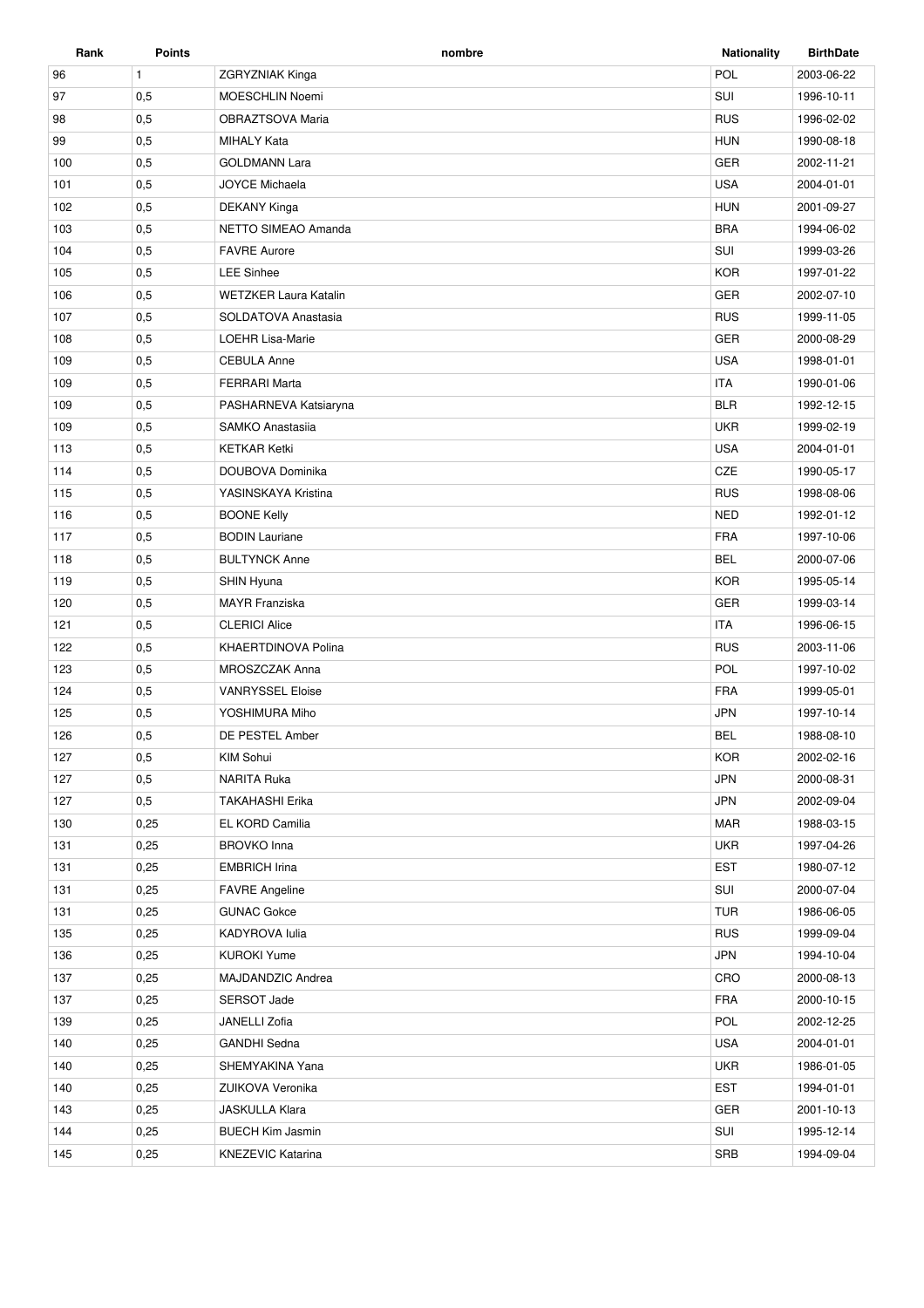| Rank | Points | nombre | Nationality | BirthDate |
|---|---|---|---|---|
| 96 | 1 | ZGRYZNIAK Kinga | POL | 2003-06-22 |
| 97 | 0,5 | MOESCHLIN Noemi | SUI | 1996-10-11 |
| 98 | 0,5 | OBRAZTSOVA Maria | RUS | 1996-02-02 |
| 99 | 0,5 | MIHALY Kata | HUN | 1990-08-18 |
| 100 | 0,5 | GOLDMANN Lara | GER | 2002-11-21 |
| 101 | 0,5 | JOYCE Michaela | USA | 2004-01-01 |
| 102 | 0,5 | DEKANY Kinga | HUN | 2001-09-27 |
| 103 | 0,5 | NETTO SIMEAO Amanda | BRA | 1994-06-02 |
| 104 | 0,5 | FAVRE Aurore | SUI | 1999-03-26 |
| 105 | 0,5 | LEE Sinhee | KOR | 1997-01-22 |
| 106 | 0,5 | WETZKER Laura Katalin | GER | 2002-07-10 |
| 107 | 0,5 | SOLDATOVA Anastasia | RUS | 1999-11-05 |
| 108 | 0,5 | LOEHR Lisa-Marie | GER | 2000-08-29 |
| 109 | 0,5 | CEBULA Anne | USA | 1998-01-01 |
| 109 | 0,5 | FERRARI Marta | ITA | 1990-01-06 |
| 109 | 0,5 | PASHARNEVA Katsiaryna | BLR | 1992-12-15 |
| 109 | 0,5 | SAMKO Anastasiia | UKR | 1999-02-19 |
| 113 | 0,5 | KETKAR Ketki | USA | 2004-01-01 |
| 114 | 0,5 | DOUBOVA Dominika | CZE | 1990-05-17 |
| 115 | 0,5 | YASINSKAYA Kristina | RUS | 1998-08-06 |
| 116 | 0,5 | BOONE Kelly | NED | 1992-01-12 |
| 117 | 0,5 | BODIN Lauriane | FRA | 1997-10-06 |
| 118 | 0,5 | BULTYNCK Anne | BEL | 2000-07-06 |
| 119 | 0,5 | SHIN Hyuna | KOR | 1995-05-14 |
| 120 | 0,5 | MAYR Franziska | GER | 1999-03-14 |
| 121 | 0,5 | CLERICI Alice | ITA | 1996-06-15 |
| 122 | 0,5 | KHAERTDINOVA Polina | RUS | 2003-11-06 |
| 123 | 0,5 | MROSZCZAK Anna | POL | 1997-10-02 |
| 124 | 0,5 | VANRYSSEL Eloise | FRA | 1999-05-01 |
| 125 | 0,5 | YOSHIMURA Miho | JPN | 1997-10-14 |
| 126 | 0,5 | DE PESTEL Amber | BEL | 1988-08-10 |
| 127 | 0,5 | KIM Sohui | KOR | 2002-02-16 |
| 127 | 0,5 | NARITA Ruka | JPN | 2000-08-31 |
| 127 | 0,5 | TAKAHASHI Erika | JPN | 2002-09-04 |
| 130 | 0,25 | EL KORD Camilia | MAR | 1988-03-15 |
| 131 | 0,25 | BROVKO Inna | UKR | 1997-04-26 |
| 131 | 0,25 | EMBRICH Irina | EST | 1980-07-12 |
| 131 | 0,25 | FAVRE Angeline | SUI | 2000-07-04 |
| 131 | 0,25 | GUNAC Gokce | TUR | 1986-06-05 |
| 135 | 0,25 | KADYROVA Iulia | RUS | 1999-09-04 |
| 136 | 0,25 | KUROKI Yume | JPN | 1994-10-04 |
| 137 | 0,25 | MAJDANDZIC Andrea | CRO | 2000-08-13 |
| 137 | 0,25 | SERSOT Jade | FRA | 2000-10-15 |
| 139 | 0,25 | JANELLI Zofia | POL | 2002-12-25 |
| 140 | 0,25 | GANDHI Sedna | USA | 2004-01-01 |
| 140 | 0,25 | SHEMYAKINA Yana | UKR | 1986-01-05 |
| 140 | 0,25 | ZUIKOVA Veronika | EST | 1994-01-01 |
| 143 | 0,25 | JASKULLA Klara | GER | 2001-10-13 |
| 144 | 0,25 | BUECH Kim Jasmin | SUI | 1995-12-14 |
| 145 | 0,25 | KNEZEVIC Katarina | SRB | 1994-09-04 |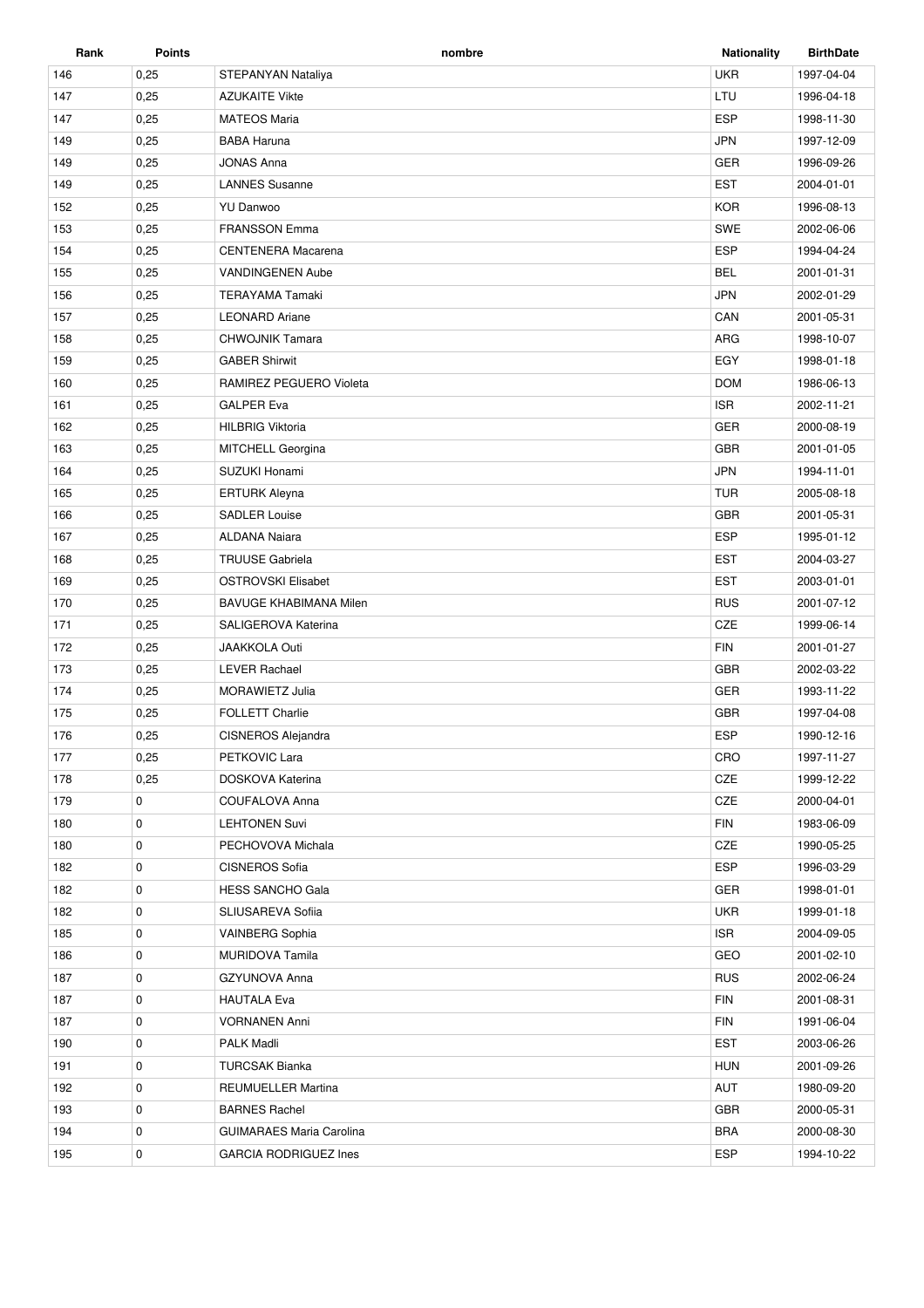| Rank | Points | nombre | Nationality | BirthDate |
| --- | --- | --- | --- | --- |
| 146 | 0,25 | STEPANYAN Nataliya | UKR | 1997-04-04 |
| 147 | 0,25 | AZUKAITE Vikte | LTU | 1996-04-18 |
| 147 | 0,25 | MATEOS Maria | ESP | 1998-11-30 |
| 149 | 0,25 | BABA Haruna | JPN | 1997-12-09 |
| 149 | 0,25 | JONAS Anna | GER | 1996-09-26 |
| 149 | 0,25 | LANNES Susanne | EST | 2004-01-01 |
| 152 | 0,25 | YU Danwoo | KOR | 1996-08-13 |
| 153 | 0,25 | FRANSSON Emma | SWE | 2002-06-06 |
| 154 | 0,25 | CENTENERA Macarena | ESP | 1994-04-24 |
| 155 | 0,25 | VANDINGENEN Aube | BEL | 2001-01-31 |
| 156 | 0,25 | TERAYAMA Tamaki | JPN | 2002-01-29 |
| 157 | 0,25 | LEONARD Ariane | CAN | 2001-05-31 |
| 158 | 0,25 | CHWOJNIK Tamara | ARG | 1998-10-07 |
| 159 | 0,25 | GABER Shirwit | EGY | 1998-01-18 |
| 160 | 0,25 | RAMIREZ PEGUERO Violeta | DOM | 1986-06-13 |
| 161 | 0,25 | GALPER Eva | ISR | 2002-11-21 |
| 162 | 0,25 | HILBRIG Viktoria | GER | 2000-08-19 |
| 163 | 0,25 | MITCHELL Georgina | GBR | 2001-01-05 |
| 164 | 0,25 | SUZUKI Honami | JPN | 1994-11-01 |
| 165 | 0,25 | ERTURK Aleyna | TUR | 2005-08-18 |
| 166 | 0,25 | SADLER Louise | GBR | 2001-05-31 |
| 167 | 0,25 | ALDANA Naiara | ESP | 1995-01-12 |
| 168 | 0,25 | TRUUSE Gabriela | EST | 2004-03-27 |
| 169 | 0,25 | OSTROVSKI Elisabet | EST | 2003-01-01 |
| 170 | 0,25 | BAVUGE KHABIMANA Milen | RUS | 2001-07-12 |
| 171 | 0,25 | SALIGEROVA Katerina | CZE | 1999-06-14 |
| 172 | 0,25 | JAAKKOLA Outi | FIN | 2001-01-27 |
| 173 | 0,25 | LEVER Rachael | GBR | 2002-03-22 |
| 174 | 0,25 | MORAWIETZ Julia | GER | 1993-11-22 |
| 175 | 0,25 | FOLLETT Charlie | GBR | 1997-04-08 |
| 176 | 0,25 | CISNEROS Alejandra | ESP | 1990-12-16 |
| 177 | 0,25 | PETKOVIC Lara | CRO | 1997-11-27 |
| 178 | 0,25 | DOSKOVA Katerina | CZE | 1999-12-22 |
| 179 | 0 | COUFALOVA Anna | CZE | 2000-04-01 |
| 180 | 0 | LEHTONEN Suvi | FIN | 1983-06-09 |
| 180 | 0 | PECHOVOVA Michala | CZE | 1990-05-25 |
| 182 | 0 | CISNEROS Sofia | ESP | 1996-03-29 |
| 182 | 0 | HESS SANCHO Gala | GER | 1998-01-01 |
| 182 | 0 | SLIUSAREVA Sofiia | UKR | 1999-01-18 |
| 185 | 0 | VAINBERG Sophia | ISR | 2004-09-05 |
| 186 | 0 | MURIDOVA Tamila | GEO | 2001-02-10 |
| 187 | 0 | GZYUNOVA Anna | RUS | 2002-06-24 |
| 187 | 0 | HAUTALA Eva | FIN | 2001-08-31 |
| 187 | 0 | VORNANEN Anni | FIN | 1991-06-04 |
| 190 | 0 | PALK Madli | EST | 2003-06-26 |
| 191 | 0 | TURCSAK Bianka | HUN | 2001-09-26 |
| 192 | 0 | REUMUELLER Martina | AUT | 1980-09-20 |
| 193 | 0 | BARNES Rachel | GBR | 2000-05-31 |
| 194 | 0 | GUIMARAES Maria Carolina | BRA | 2000-08-30 |
| 195 | 0 | GARCIA RODRIGUEZ Ines | ESP | 1994-10-22 |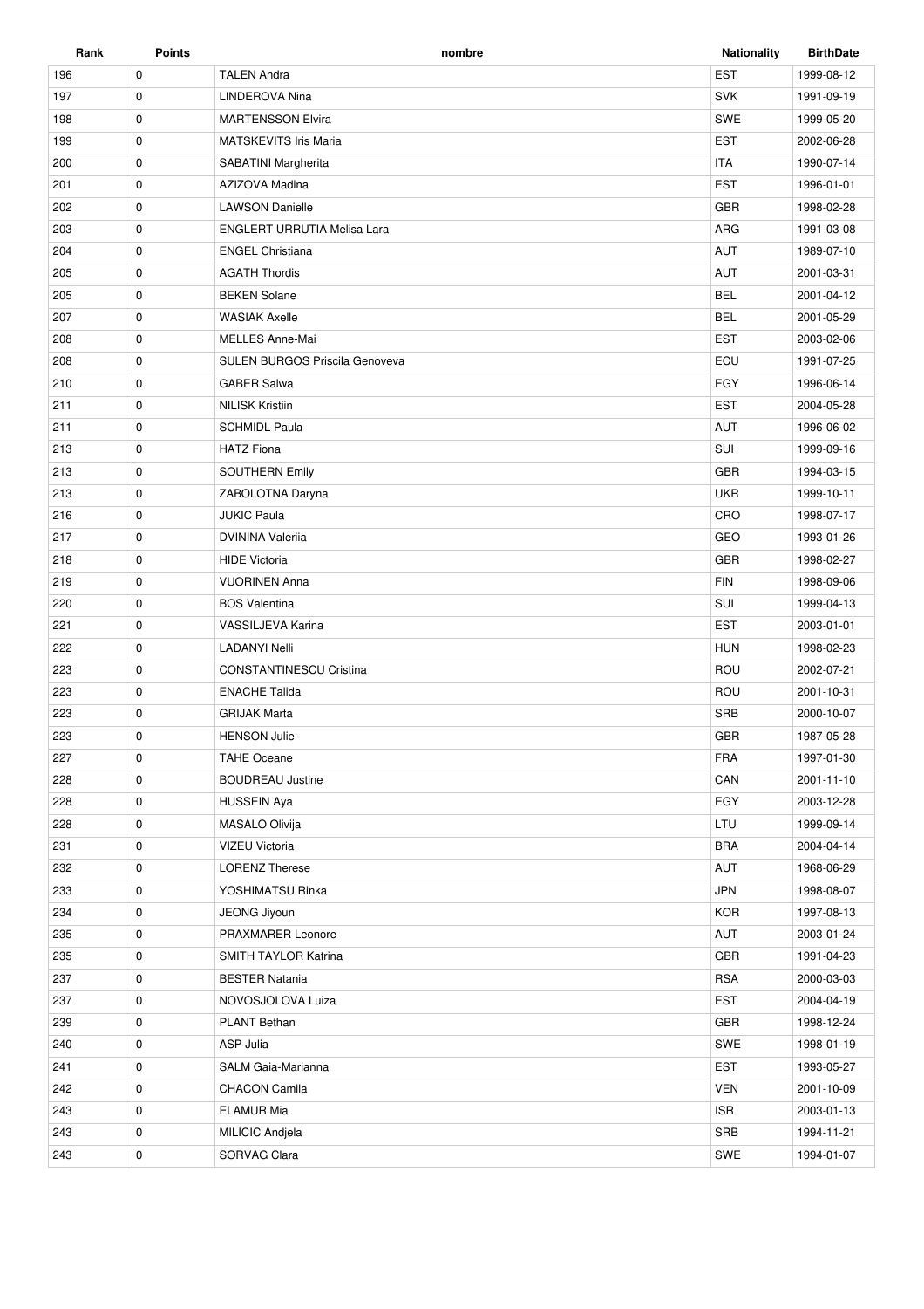| Rank | Points | nombre | Nationality | BirthDate |
| --- | --- | --- | --- | --- |
| 196 | 0 | TALEN Andra | EST | 1999-08-12 |
| 197 | 0 | LINDEROVA Nina | SVK | 1991-09-19 |
| 198 | 0 | MARTENSSON Elvira | SWE | 1999-05-20 |
| 199 | 0 | MATSKEVITS Iris Maria | EST | 2002-06-28 |
| 200 | 0 | SABATINI Margherita | ITA | 1990-07-14 |
| 201 | 0 | AZIZOVA Madina | EST | 1996-01-01 |
| 202 | 0 | LAWSON Danielle | GBR | 1998-02-28 |
| 203 | 0 | ENGLERT URRUTIA Melisa Lara | ARG | 1991-03-08 |
| 204 | 0 | ENGEL Christiana | AUT | 1989-07-10 |
| 205 | 0 | AGATH Thordis | AUT | 2001-03-31 |
| 205 | 0 | BEKEN Solane | BEL | 2001-04-12 |
| 207 | 0 | WASIAK Axelle | BEL | 2001-05-29 |
| 208 | 0 | MELLES Anne-Mai | EST | 2003-02-06 |
| 208 | 0 | SULEN BURGOS Priscila Genoveva | ECU | 1991-07-25 |
| 210 | 0 | GABER Salwa | EGY | 1996-06-14 |
| 211 | 0 | NILISK Kristiin | EST | 2004-05-28 |
| 211 | 0 | SCHMIDL Paula | AUT | 1996-06-02 |
| 213 | 0 | HATZ Fiona | SUI | 1999-09-16 |
| 213 | 0 | SOUTHERN Emily | GBR | 1994-03-15 |
| 213 | 0 | ZABOLOTNA Daryna | UKR | 1999-10-11 |
| 216 | 0 | JUKIC Paula | CRO | 1998-07-17 |
| 217 | 0 | DVININA Valeriia | GEO | 1993-01-26 |
| 218 | 0 | HIDE Victoria | GBR | 1998-02-27 |
| 219 | 0 | VUORINEN Anna | FIN | 1998-09-06 |
| 220 | 0 | BOS Valentina | SUI | 1999-04-13 |
| 221 | 0 | VASSILJEVA Karina | EST | 2003-01-01 |
| 222 | 0 | LADANYI Nelli | HUN | 1998-02-23 |
| 223 | 0 | CONSTANTINESCU Cristina | ROU | 2002-07-21 |
| 223 | 0 | ENACHE Talida | ROU | 2001-10-31 |
| 223 | 0 | GRIJAK Marta | SRB | 2000-10-07 |
| 223 | 0 | HENSON Julie | GBR | 1987-05-28 |
| 227 | 0 | TAHE Oceane | FRA | 1997-01-30 |
| 228 | 0 | BOUDREAU Justine | CAN | 2001-11-10 |
| 228 | 0 | HUSSEIN Aya | EGY | 2003-12-28 |
| 228 | 0 | MASALO Olivija | LTU | 1999-09-14 |
| 231 | 0 | VIZEU Victoria | BRA | 2004-04-14 |
| 232 | 0 | LORENZ Therese | AUT | 1968-06-29 |
| 233 | 0 | YOSHIMATSU Rinka | JPN | 1998-08-07 |
| 234 | 0 | JEONG Jiyoun | KOR | 1997-08-13 |
| 235 | 0 | PRAXMARER Leonore | AUT | 2003-01-24 |
| 235 | 0 | SMITH TAYLOR Katrina | GBR | 1991-04-23 |
| 237 | 0 | BESTER Natania | RSA | 2000-03-03 |
| 237 | 0 | NOVOSJOLOVA Luiza | EST | 2004-04-19 |
| 239 | 0 | PLANT Bethan | GBR | 1998-12-24 |
| 240 | 0 | ASP Julia | SWE | 1998-01-19 |
| 241 | 0 | SALM Gaia-Marianna | EST | 1993-05-27 |
| 242 | 0 | CHACON Camila | VEN | 2001-10-09 |
| 243 | 0 | ELAMUR Mia | ISR | 2003-01-13 |
| 243 | 0 | MILICIC Andjela | SRB | 1994-11-21 |
| 243 | 0 | SORVAG Clara | SWE | 1994-01-07 |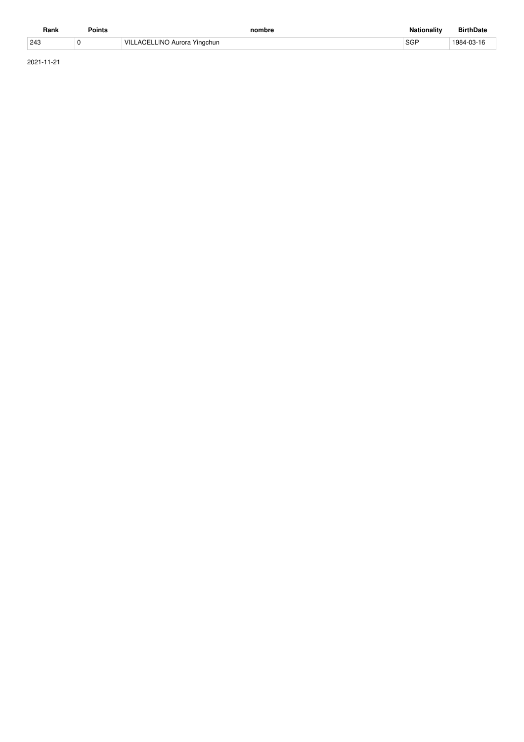| Rank | Points | nombre | Nationality | BirthDate |
| --- | --- | --- | --- | --- |
| 243 | 0 | VILLACELLINO Aurora Yingchun | SGP | 1984-03-16 |

2021-11-21